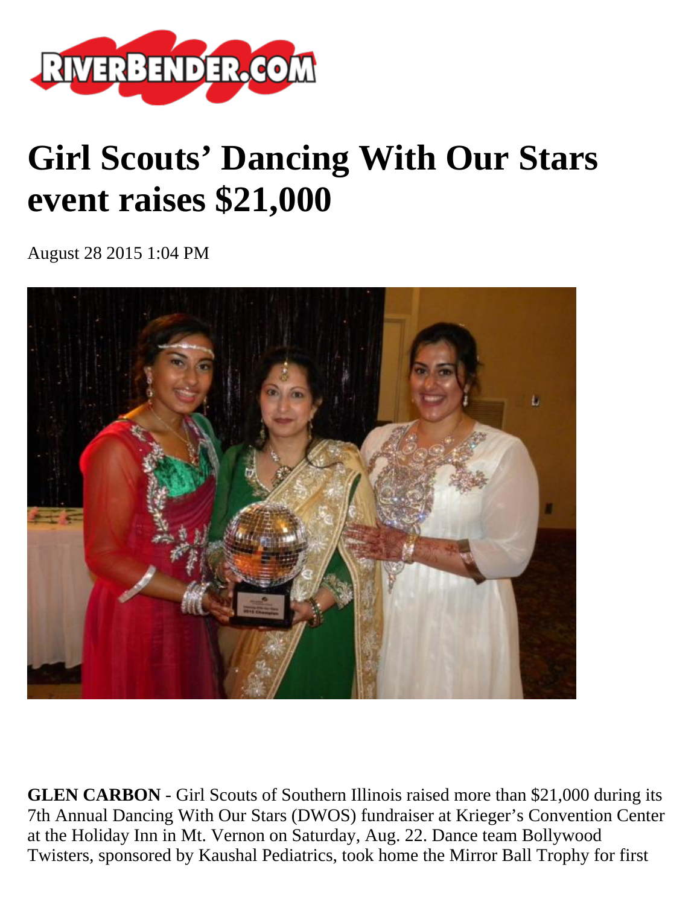# Girl Scouts' Dancing With Our Stars event raises $21,000

August 28 2015 1:04 PM

**GLEN CARBON** - Girl Scouts of Southern Illinois raised more than $21,000 during its 7th Annual Dancing With Our Stars (DWOS) fundraiser at Krieger's Convention Center at the Holiday Inn in Mt. Vernon on Saturday, Aug. 22. Dance team Bollywood Twisters, sponsored by Kaushal Pediatrics, took home the Mirror Ball Trophy for first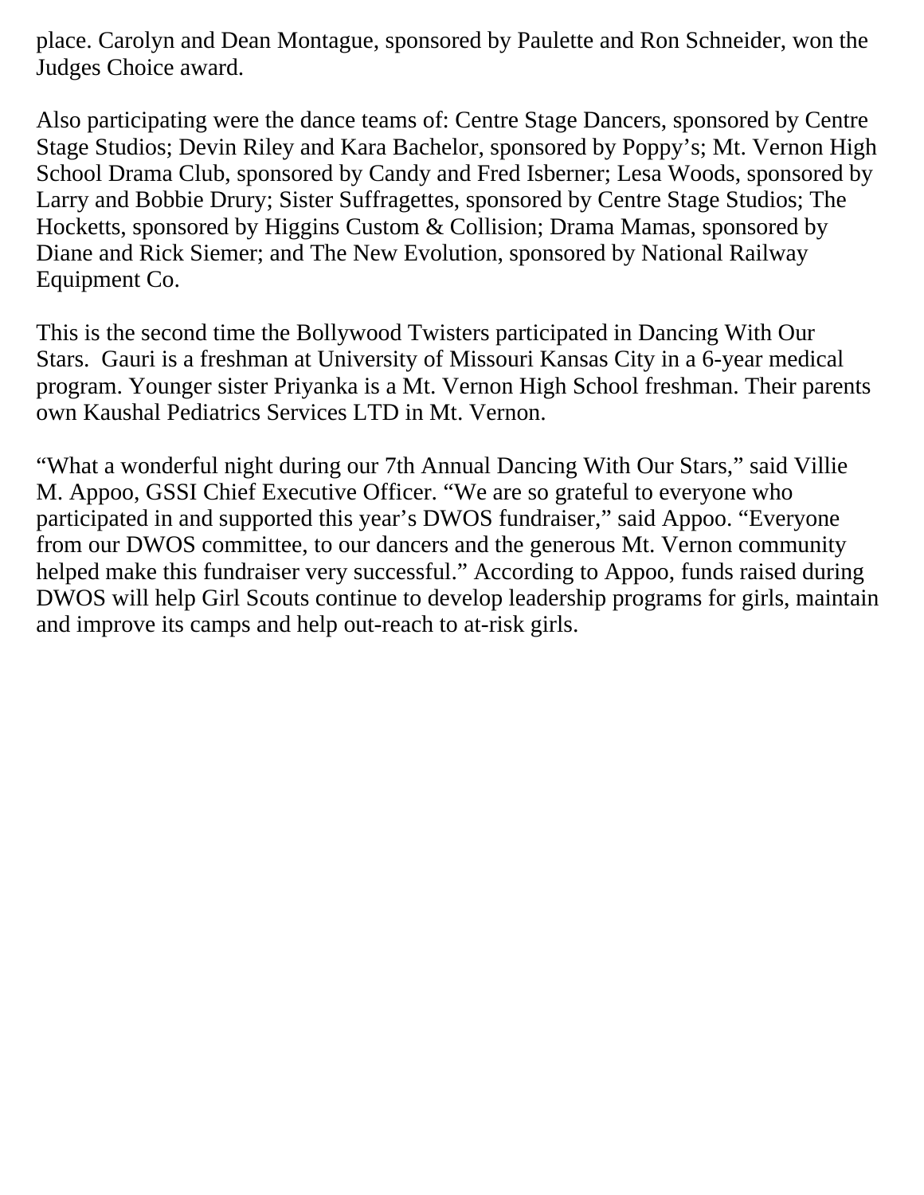place. Carolyn and Dean Montague, sponsored by Paulette and Ron Schneider, won the Judges Choice award.

Also participating were the dance teams of: Centre Stage Dancers, sponsored by Centre Stage Studios; Devin Riley and Kara Bachelor, sponsored by Poppy's; Mt. Vernon High School Drama Club, sponsored by Candy and Fred Isberner; Lesa Woods, sponsored by Larry and Bobbie Drury; Sister Suffragettes, sponsored by Centre Stage Studios; The Hocketts, sponsored by Higgins Custom & Collision; Drama Mamas, sponsored by Diane and Rick Siemer; and The New Evolution, sponsored by National Railway Equipment Co.

This is the second time the Bollywood Twisters participated in Dancing With Our Stars. Gauri is a freshman at University of Missouri Kansas City in a 6-year medical program. Younger sister Priyanka is a Mt. Vernon High School freshman. Their parents own Kaushal Pediatrics Services LTD in Mt. Vernon.

"What a wonderful night during our 7th Annual Dancing With Our Stars," said Villie M. Appoo, GSSI Chief Executive Officer. "We are so grateful to everyone who participated in and supported this year's DWOS fundraiser," said Appoo. "Everyone from our DWOS committee, to our dancers and the generous Mt. Vernon community helped make this fundraiser very successful." According to Appoo, funds raised during DWOS will help Girl Scouts continue to develop leadership programs for girls, maintain and improve its camps and help out-reach to at-risk girls.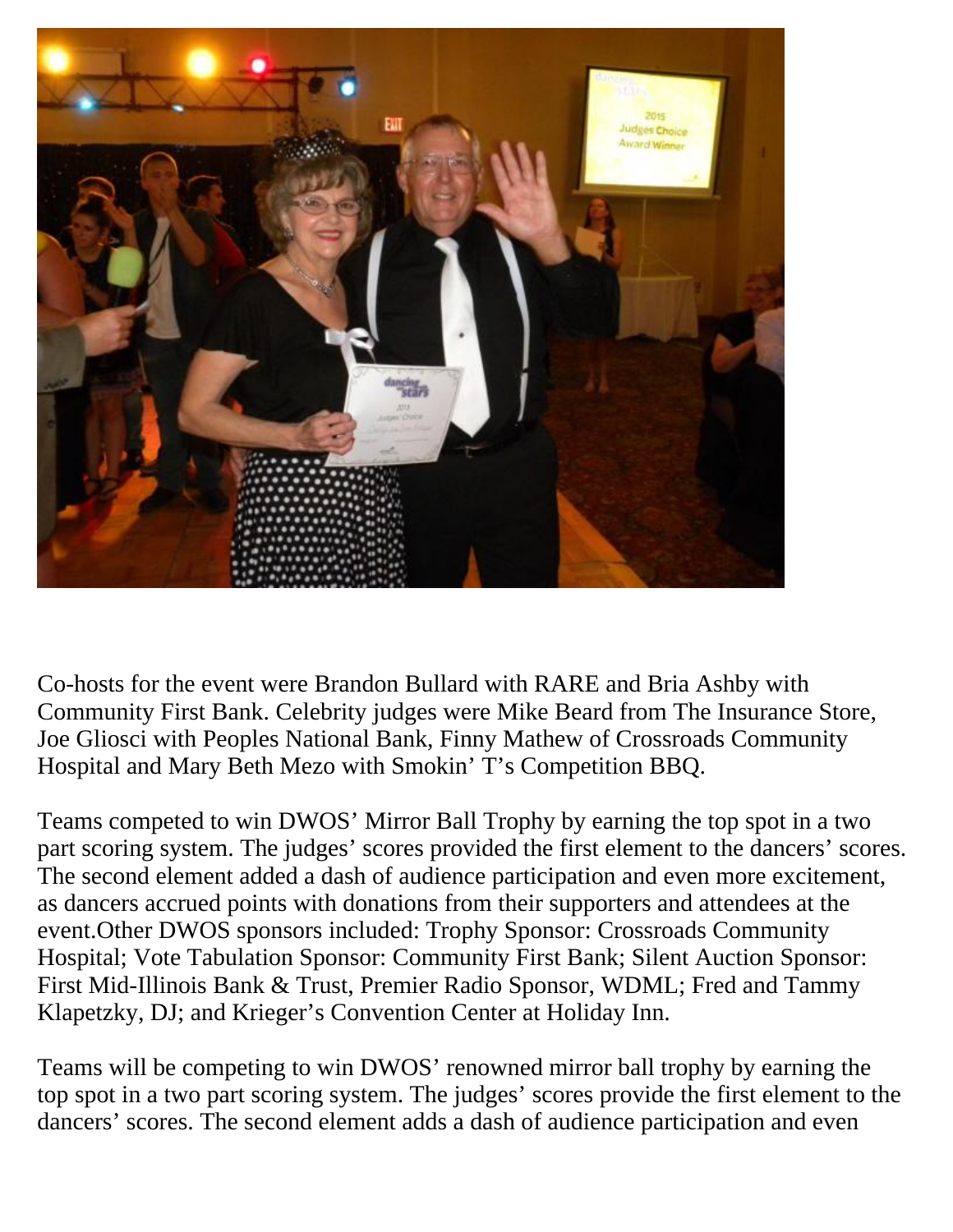Co-hosts for the event were Brandon Bullard with RARE and Bria Ashby with Community First Bank. Celebrity judges were Mike Beard from The Insurance Store, Joe Gliosci with Peoples National Bank, Finny Mathew of Crossroads Community Hospital and Mary Beth Mezo with Smokin' T's Competition BBQ.

Teams competed to win DWOS' Mirror Ball Trophy by earning the top spot in a two part scoring system. The judges' scores provided the first element to the dancers' scores. The second element added a dash of audience participation and even more excitement, as dancers accrued points with donations from their supporters and attendees at the event.Other DWOS sponsors included: Trophy Sponsor: Crossroads Community Hospital; Vote Tabulation Sponsor: Community First Bank; Silent Auction Sponsor: First Mid-Illinois Bank & Trust, Premier Radio Sponsor, WDML; Fred and Tammy Klapetzky, DJ; and Krieger's Convention Center at Holiday Inn.

Teams will be competing to win DWOS' renowned mirror ball trophy by earning the top spot in a two part scoring system. The judges' scores provide the first element to the dancers' scores. The second element adds a dash of audience participation and even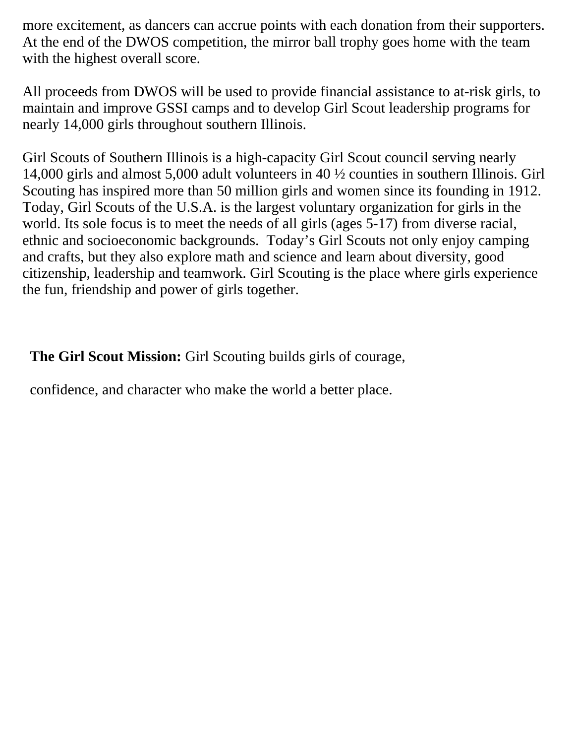more excitement, as dancers can accrue points with each donation from their supporters. At the end of the DWOS competition, the mirror ball trophy goes home with the team with the highest overall score.

All proceeds from DWOS will be used to provide financial assistance to at-risk girls, to maintain and improve GSSI camps and to develop Girl Scout leadership programs for nearly 14,000 girls throughout southern Illinois.

Girl Scouts of Southern Illinois is a high-capacity Girl Scout council serving nearly 14,000 girls and almost 5,000 adult volunteers in 40 ½ counties in southern Illinois. Girl Scouting has inspired more than 50 million girls and women since its founding in 1912. Today, Girl Scouts of the U.S.A. is the largest voluntary organization for girls in the world. Its sole focus is to meet the needs of all girls (ages 5-17) from diverse racial, ethnic and socioeconomic backgrounds. Today's Girl Scouts not only enjoy camping and crafts, but they also explore math and science and learn about diversity, good citizenship, leadership and teamwork. Girl Scouting is the place where girls experience the fun, friendship and power of girls together.

**The Girl Scout Mission:** Girl Scouting builds girls of courage,

confidence, and character who make the world a better place.